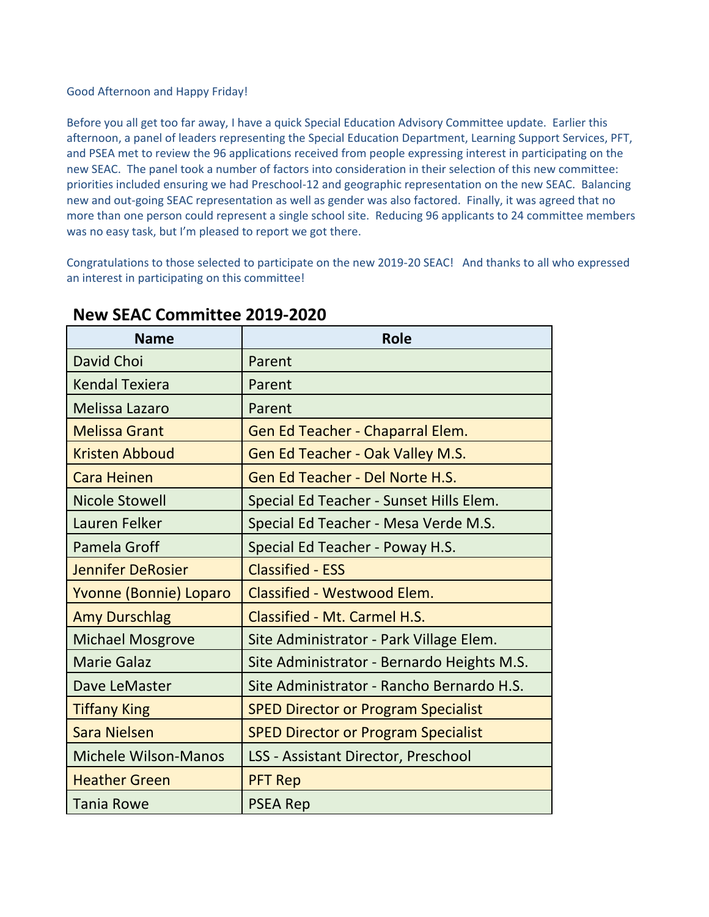Good Afternoon and Happy Friday!

Before you all get too far away, I have a quick Special Education Advisory Committee update. Earlier this afternoon, a panel of leaders representing the Special Education Department, Learning Support Services, PFT, and PSEA met to review the 96 applications received from people expressing interest in participating on the new SEAC. The panel took a number of factors into consideration in their selection of this new committee: priorities included ensuring we had Preschool-12 and geographic representation on the new SEAC. Balancing new and out-going SEAC representation as well as gender was also factored. Finally, it was agreed that no more than one person could represent a single school site. Reducing 96 applicants to 24 committee members was no easy task, but I'm pleased to report we got there.

Congratulations to those selected to participate on the new 2019-20 SEAC! And thanks to all who expressed an interest in participating on this committee!

## New SEAC Committee 2019-2020

| Name | Role |
|---|---|
| David Choi | Parent |
| Kendal Texiera | Parent |
| Melissa Lazaro | Parent |
| Melissa Grant | Gen Ed Teacher - Chaparral Elem. |
| Kristen Abboud | Gen Ed Teacher - Oak Valley M.S. |
| Cara Heinen | Gen Ed Teacher - Del Norte H.S. |
| Nicole Stowell | Special Ed Teacher - Sunset Hills Elem. |
| Lauren Felker | Special Ed Teacher - Mesa Verde M.S. |
| Pamela Groff | Special Ed Teacher - Poway H.S. |
| Jennifer DeRosier | Classified - ESS |
| Yvonne (Bonnie) Loparo | Classified - Westwood Elem. |
| Amy Durschlag | Classified - Mt. Carmel H.S. |
| Michael Mosgrove | Site Administrator - Park Village Elem. |
| Marie Galaz | Site Administrator - Bernardo Heights M.S. |
| Dave LeMaster | Site Administrator - Rancho Bernardo H.S. |
| Tiffany King | SPED Director or Program Specialist |
| Sara Nielsen | SPED Director or Program Specialist |
| Michele Wilson-Manos | LSS - Assistant Director, Preschool |
| Heather Green | PFT Rep |
| Tania Rowe | PSEA Rep |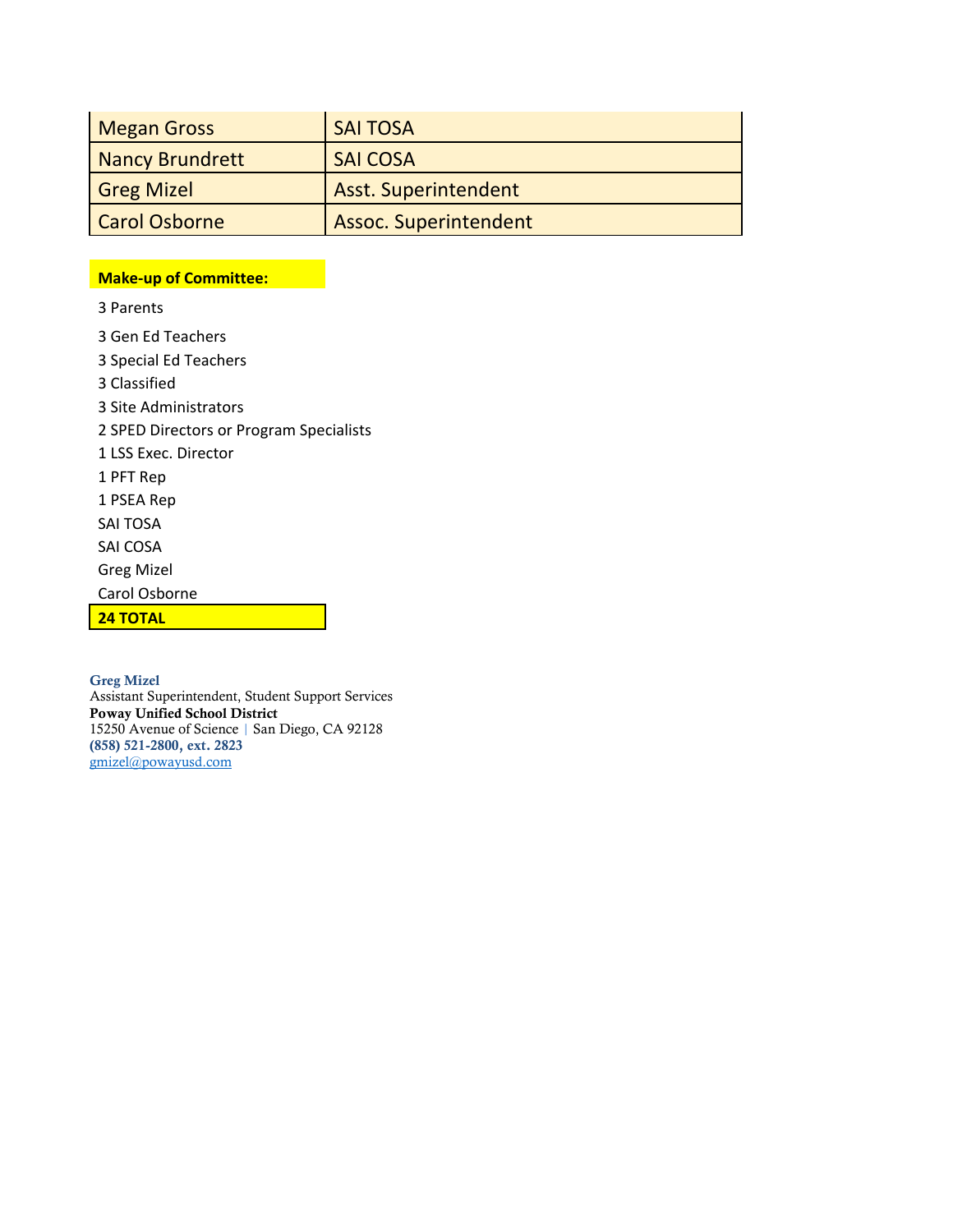| | |
|---|---|
| Megan Gross | SAI TOSA |
| Nancy Brundrett | SAI COSA |
| Greg Mizel | Asst. Superintendent |
| Carol Osborne | Assoc. Superintendent |

**Make-up of Committee:**

3 Parents

3 Gen Ed Teachers

3 Special Ed Teachers

3 Classified

3 Site Administrators

2 SPED Directors or Program Specialists

1 LSS Exec. Director

1 PFT Rep

1 PSEA Rep

SAI TOSA

SAI COSA

Greg Mizel

Carol Osborne

**24 TOTAL**

**Greg Mizel**
Assistant Superintendent, Student Support Services
**Poway Unified School District**
15250 Avenue of Science | San Diego, CA 92128
**(858) 521-2800, ext. 2823**
gmizel@powayusd.com